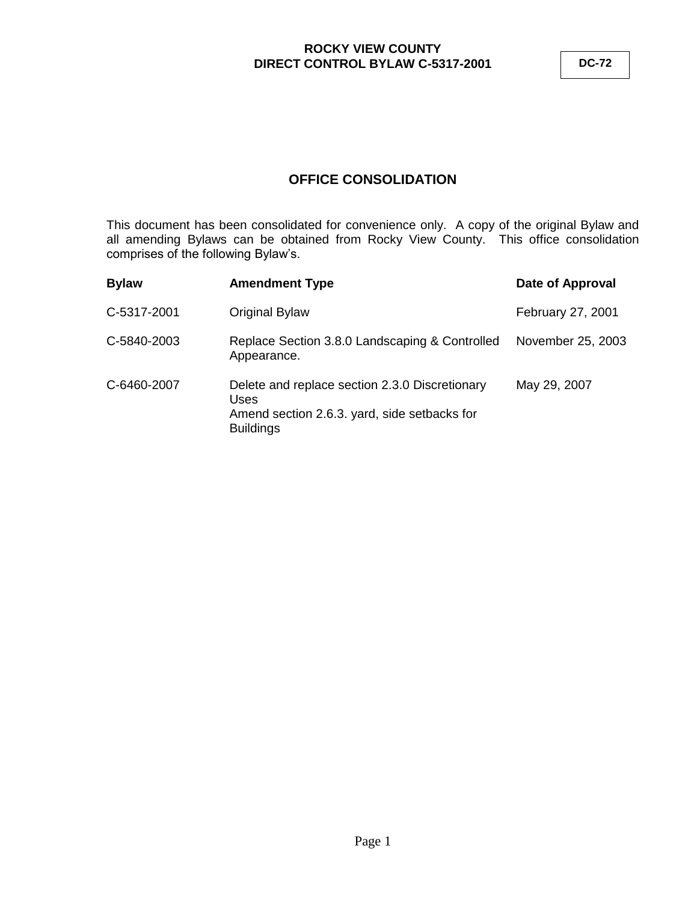**ROCKY VIEW COUNTY**
**DIRECT CONTROL BYLAW C-5317-2001**

**DC-72**

# OFFICE CONSOLIDATION

This document has been consolidated for convenience only. A copy of the original Bylaw and all amending Bylaws can be obtained from Rocky View County. This office consolidation comprises of the following Bylaw's.

| **Bylaw** | **Amendment Type** | **Date of Approval** |
|---|---|---|
| C-5317-2001 | Original Bylaw | February 27, 2001 |
| C-5840-2003 | Replace Section 3.8.0 Landscaping & Controlled Appearance. | November 25, 2003 |
| C-6460-2007 | Delete and replace section 2.3.0 Discretionary Uses<br>Amend section 2.6.3. yard, side setbacks for Buildings | May 29, 2007 |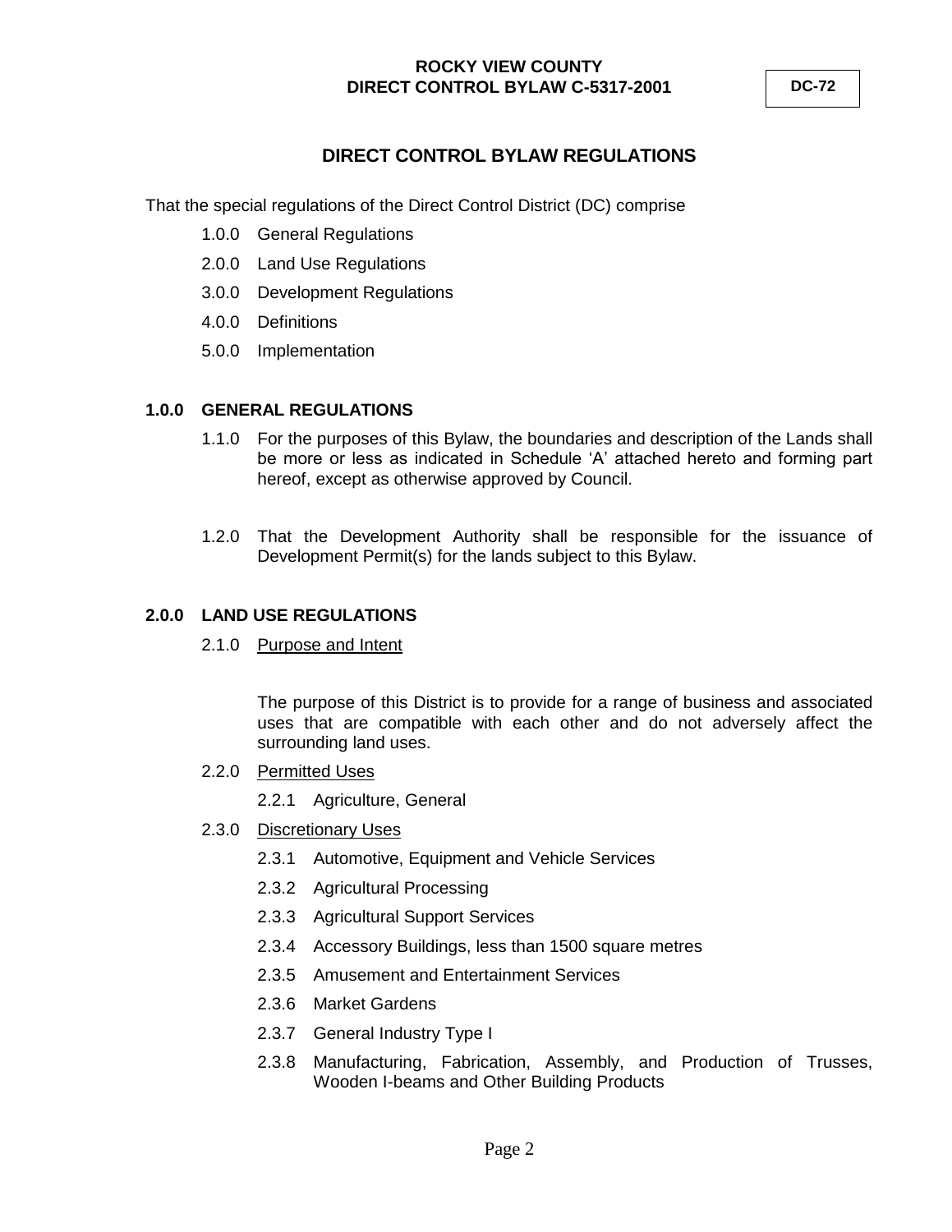# DIRECT CONTROL BYLAW REGULATIONS

That the special regulations of the Direct Control District (DC) comprise

- 1.0.0 General Regulations
- 2.0.0 Land Use Regulations
- 3.0.0 Development Regulations
- 4.0.0 Definitions
- 5.0.0 Implementation

## 1.0.0 GENERAL REGULATIONS

1.1.0 For the purposes of this Bylaw, the boundaries and description of the Lands shall be more or less as indicated in Schedule 'A' attached hereto and forming part hereof, except as otherwise approved by Council.

1.2.0 That the Development Authority shall be responsible for the issuance of Development Permit(s) for the lands subject to this Bylaw.

## 2.0.0 LAND USE REGULATIONS

2.1.0 Purpose and Intent

The purpose of this District is to provide for a range of business and associated uses that are compatible with each other and do not adversely affect the surrounding land uses.

2.2.0 Permitted Uses

- 2.2.1 Agriculture, General

2.3.0 Discretionary Uses

- 2.3.1 Automotive, Equipment and Vehicle Services
- 2.3.2 Agricultural Processing
- 2.3.3 Agricultural Support Services
- 2.3.4 Accessory Buildings, less than 1500 square metres
- 2.3.5 Amusement and Entertainment Services
- 2.3.6 Market Gardens
- 2.3.7 General Industry Type I
- 2.3.8 Manufacturing, Fabrication, Assembly, and Production of Trusses, Wooden I-beams and Other Building Products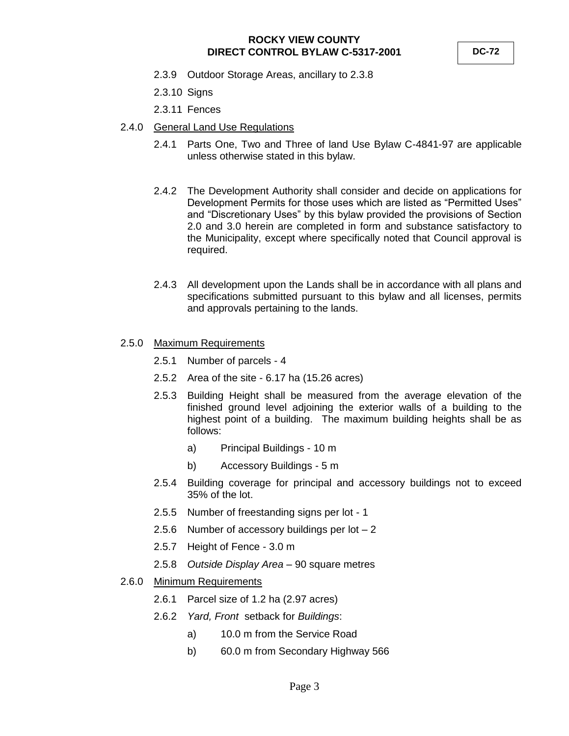2.3.9 Outdoor Storage Areas, ancillary to 2.3.8

2.3.10 Signs

2.3.11 Fences

2.4.0 <u>General Land Use Regulations</u>

2.4.1 Parts One, Two and Three of land Use Bylaw C-4841-97 are applicable unless otherwise stated in this bylaw.

2.4.2 The Development Authority shall consider and decide on applications for Development Permits for those uses which are listed as "Permitted Uses" and "Discretionary Uses" by this bylaw provided the provisions of Section 2.0 and 3.0 herein are completed in form and substance satisfactory to the Municipality, except where specifically noted that Council approval is required.

2.4.3 All development upon the Lands shall be in accordance with all plans and specifications submitted pursuant to this bylaw and all licenses, permits and approvals pertaining to the lands.

2.5.0 <u>Maximum Requirements</u>

2.5.1 Number of parcels - 4

2.5.2 Area of the site - 6.17 ha (15.26 acres)

2.5.3 Building Height shall be measured from the average elevation of the finished ground level adjoining the exterior walls of a building to the highest point of a building. The maximum building heights shall be as follows:

a) Principal Buildings - 10 m

b) Accessory Buildings - 5 m

2.5.4 Building coverage for principal and accessory buildings not to exceed 35% of the lot.

2.5.5 Number of freestanding signs per lot - 1

2.5.6 Number of accessory buildings per lot – 2

2.5.7 Height of Fence - 3.0 m

2.5.8 *Outside Display Area* – 90 square metres

2.6.0 <u>Minimum Requirements</u>

2.6.1 Parcel size of 1.2 ha (2.97 acres)

2.6.2 *Yard, Front* setback for *Buildings*:

a) 10.0 m from the Service Road

b) 60.0 m from Secondary Highway 566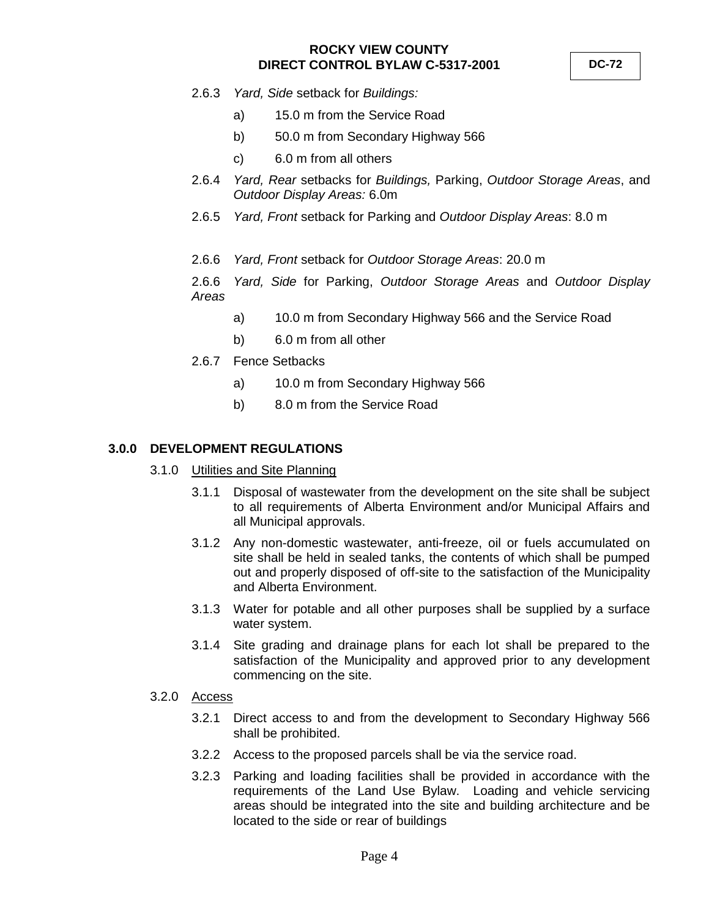2.6.3 *Yard, Side* setback for *Buildings:*

- a) 15.0 m from the Service Road
- b) 50.0 m from Secondary Highway 566
- c) 6.0 m from all others

2.6.4 *Yard, Rear* setbacks for *Buildings,* Parking, *Outdoor Storage Areas*, and *Outdoor Display Areas:* 6.0m

2.6.5 *Yard, Front* setback for Parking and *Outdoor Display Areas*: 8.0 m

2.6.6 *Yard, Front* setback for *Outdoor Storage Areas*: 20.0 m

2.6.6 *Yard, Side* for Parking, *Outdoor Storage Areas* and *Outdoor Display Areas*

- a) 10.0 m from Secondary Highway 566 and the Service Road
- b) 6.0 m from all other

2.6.7 Fence Setbacks

- a) 10.0 m from Secondary Highway 566
- b) 8.0 m from the Service Road

## 3.0.0 DEVELOPMENT REGULATIONS

### 3.1.0 Utilities and Site Planning

3.1.1 Disposal of wastewater from the development on the site shall be subject to all requirements of Alberta Environment and/or Municipal Affairs and all Municipal approvals.

3.1.2 Any non-domestic wastewater, anti-freeze, oil or fuels accumulated on site shall be held in sealed tanks, the contents of which shall be pumped out and properly disposed of off-site to the satisfaction of the Municipality and Alberta Environment.

3.1.3 Water for potable and all other purposes shall be supplied by a surface water system.

3.1.4 Site grading and drainage plans for each lot shall be prepared to the satisfaction of the Municipality and approved prior to any development commencing on the site.

### 3.2.0 Access

3.2.1 Direct access to and from the development to Secondary Highway 566 shall be prohibited.

3.2.2 Access to the proposed parcels shall be via the service road.

3.2.3 Parking and loading facilities shall be provided in accordance with the requirements of the Land Use Bylaw. Loading and vehicle servicing areas should be integrated into the site and building architecture and be located to the side or rear of buildings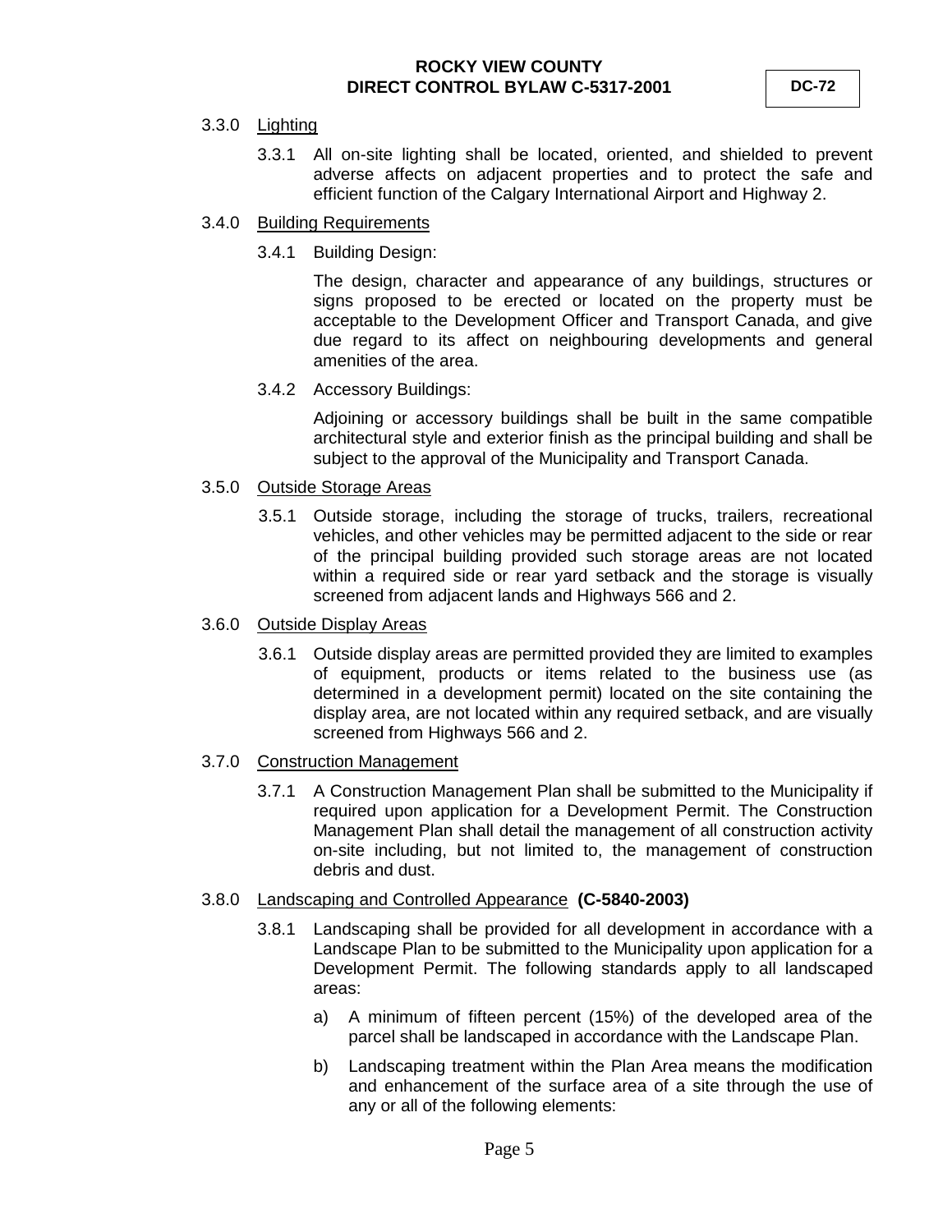3.3.0 Lighting

3.3.1 All on-site lighting shall be located, oriented, and shielded to prevent adverse affects on adjacent properties and to protect the safe and efficient function of the Calgary International Airport and Highway 2.

3.4.0 Building Requirements

3.4.1 Building Design:

The design, character and appearance of any buildings, structures or signs proposed to be erected or located on the property must be acceptable to the Development Officer and Transport Canada, and give due regard to its affect on neighbouring developments and general amenities of the area.

3.4.2 Accessory Buildings:

Adjoining or accessory buildings shall be built in the same compatible architectural style and exterior finish as the principal building and shall be subject to the approval of the Municipality and Transport Canada.

3.5.0 Outside Storage Areas

3.5.1 Outside storage, including the storage of trucks, trailers, recreational vehicles, and other vehicles may be permitted adjacent to the side or rear of the principal building provided such storage areas are not located within a required side or rear yard setback and the storage is visually screened from adjacent lands and Highways 566 and 2.

3.6.0 Outside Display Areas

3.6.1 Outside display areas are permitted provided they are limited to examples of equipment, products or items related to the business use (as determined in a development permit) located on the site containing the display area, are not located within any required setback, and are visually screened from Highways 566 and 2.

3.7.0 Construction Management

3.7.1 A Construction Management Plan shall be submitted to the Municipality if required upon application for a Development Permit. The Construction Management Plan shall detail the management of all construction activity on-site including, but not limited to, the management of construction debris and dust.

3.8.0 Landscaping and Controlled Appearance **(C-5840-2003)**

3.8.1 Landscaping shall be provided for all development in accordance with a Landscape Plan to be submitted to the Municipality upon application for a Development Permit. The following standards apply to all landscaped areas:

a) A minimum of fifteen percent (15%) of the developed area of the parcel shall be landscaped in accordance with the Landscape Plan.

b) Landscaping treatment within the Plan Area means the modification and enhancement of the surface area of a site through the use of any or all of the following elements: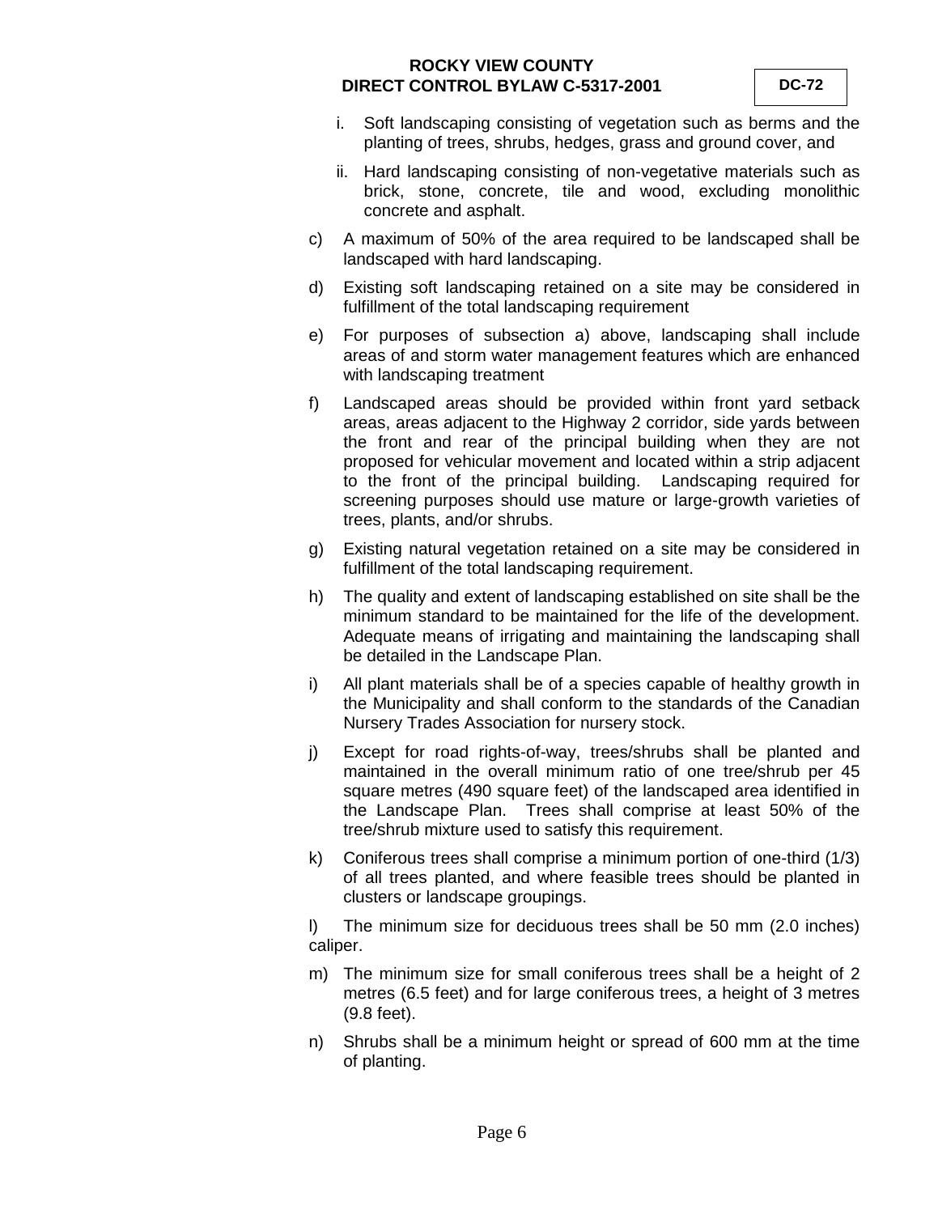i. Soft landscaping consisting of vegetation such as berms and the planting of trees, shrubs, hedges, grass and ground cover, and

ii. Hard landscaping consisting of non-vegetative materials such as brick, stone, concrete, tile and wood, excluding monolithic concrete and asphalt.

c) A maximum of 50% of the area required to be landscaped shall be landscaped with hard landscaping.

d) Existing soft landscaping retained on a site may be considered in fulfillment of the total landscaping requirement

e) For purposes of subsection a) above, landscaping shall include areas of and storm water management features which are enhanced with landscaping treatment

f) Landscaped areas should be provided within front yard setback areas, areas adjacent to the Highway 2 corridor, side yards between the front and rear of the principal building when they are not proposed for vehicular movement and located within a strip adjacent to the front of the principal building. Landscaping required for screening purposes should use mature or large-growth varieties of trees, plants, and/or shrubs.

g) Existing natural vegetation retained on a site may be considered in fulfillment of the total landscaping requirement.

h) The quality and extent of landscaping established on site shall be the minimum standard to be maintained for the life of the development. Adequate means of irrigating and maintaining the landscaping shall be detailed in the Landscape Plan.

i) All plant materials shall be of a species capable of healthy growth in the Municipality and shall conform to the standards of the Canadian Nursery Trades Association for nursery stock.

j) Except for road rights-of-way, trees/shrubs shall be planted and maintained in the overall minimum ratio of one tree/shrub per 45 square metres (490 square feet) of the landscaped area identified in the Landscape Plan. Trees shall comprise at least 50% of the tree/shrub mixture used to satisfy this requirement.

k) Coniferous trees shall comprise a minimum portion of one-third (1/3) of all trees planted, and where feasible trees should be planted in clusters or landscape groupings.

l) The minimum size for deciduous trees shall be 50 mm (2.0 inches) caliper.

m) The minimum size for small coniferous trees shall be a height of 2 metres (6.5 feet) and for large coniferous trees, a height of 3 metres (9.8 feet).

n) Shrubs shall be a minimum height or spread of 600 mm at the time of planting.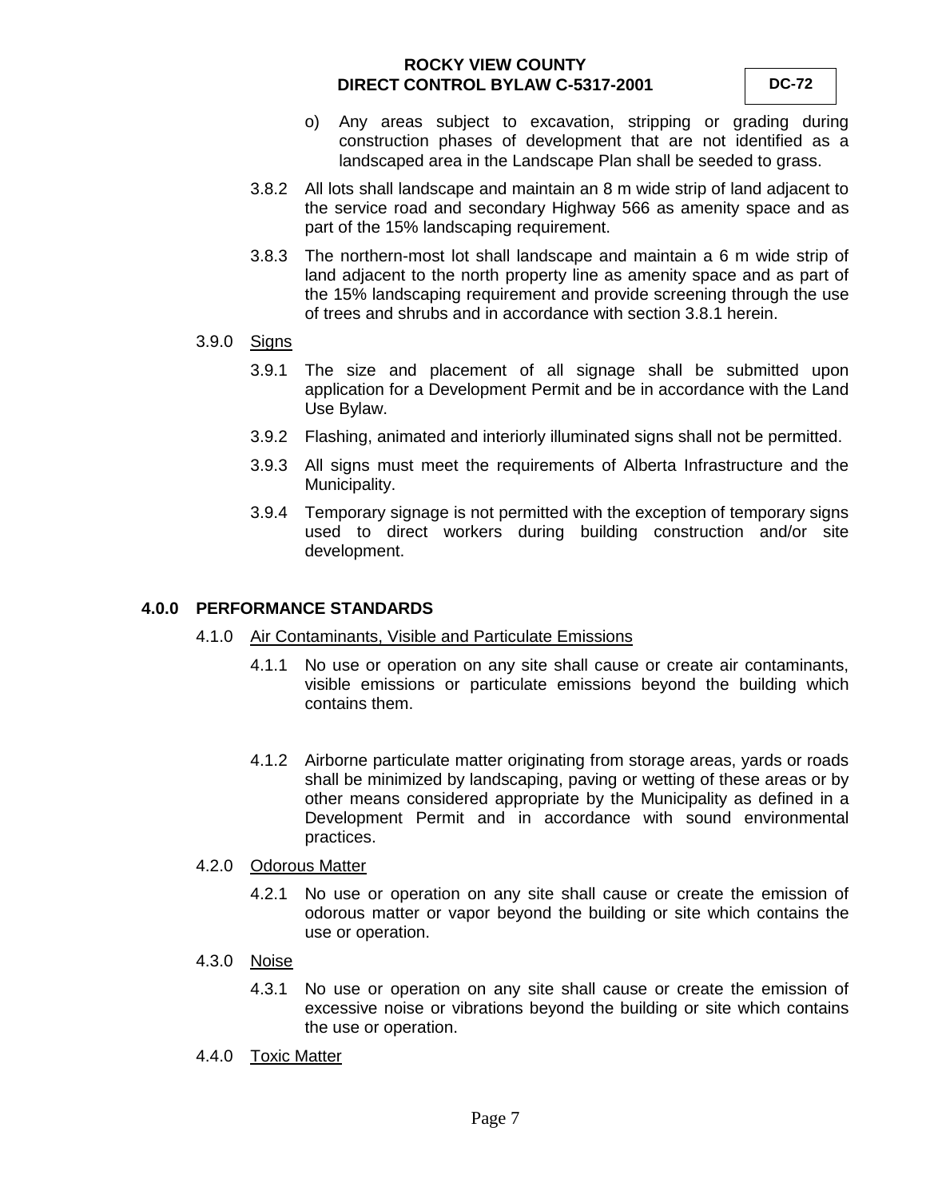o) Any areas subject to excavation, stripping or grading during construction phases of development that are not identified as a landscaped area in the Landscape Plan shall be seeded to grass.

3.8.2 All lots shall landscape and maintain an 8 m wide strip of land adjacent to the service road and secondary Highway 566 as amenity space and as part of the 15% landscaping requirement.

3.8.3 The northern-most lot shall landscape and maintain a 6 m wide strip of land adjacent to the north property line as amenity space and as part of the 15% landscaping requirement and provide screening through the use of trees and shrubs and in accordance with section 3.8.1 herein.

3.9.0 Signs

3.9.1 The size and placement of all signage shall be submitted upon application for a Development Permit and be in accordance with the Land Use Bylaw.

3.9.2 Flashing, animated and interiorly illuminated signs shall not be permitted.

3.9.3 All signs must meet the requirements of Alberta Infrastructure and the Municipality.

3.9.4 Temporary signage is not permitted with the exception of temporary signs used to direct workers during building construction and/or site development.

## 4.0.0 PERFORMANCE STANDARDS

4.1.0 Air Contaminants, Visible and Particulate Emissions

4.1.1 No use or operation on any site shall cause or create air contaminants, visible emissions or particulate emissions beyond the building which contains them.

4.1.2 Airborne particulate matter originating from storage areas, yards or roads shall be minimized by landscaping, paving or wetting of these areas or by other means considered appropriate by the Municipality as defined in a Development Permit and in accordance with sound environmental practices.

4.2.0 Odorous Matter

4.2.1 No use or operation on any site shall cause or create the emission of odorous matter or vapor beyond the building or site which contains the use or operation.

4.3.0 Noise

4.3.1 No use or operation on any site shall cause or create the emission of excessive noise or vibrations beyond the building or site which contains the use or operation.

4.4.0 Toxic Matter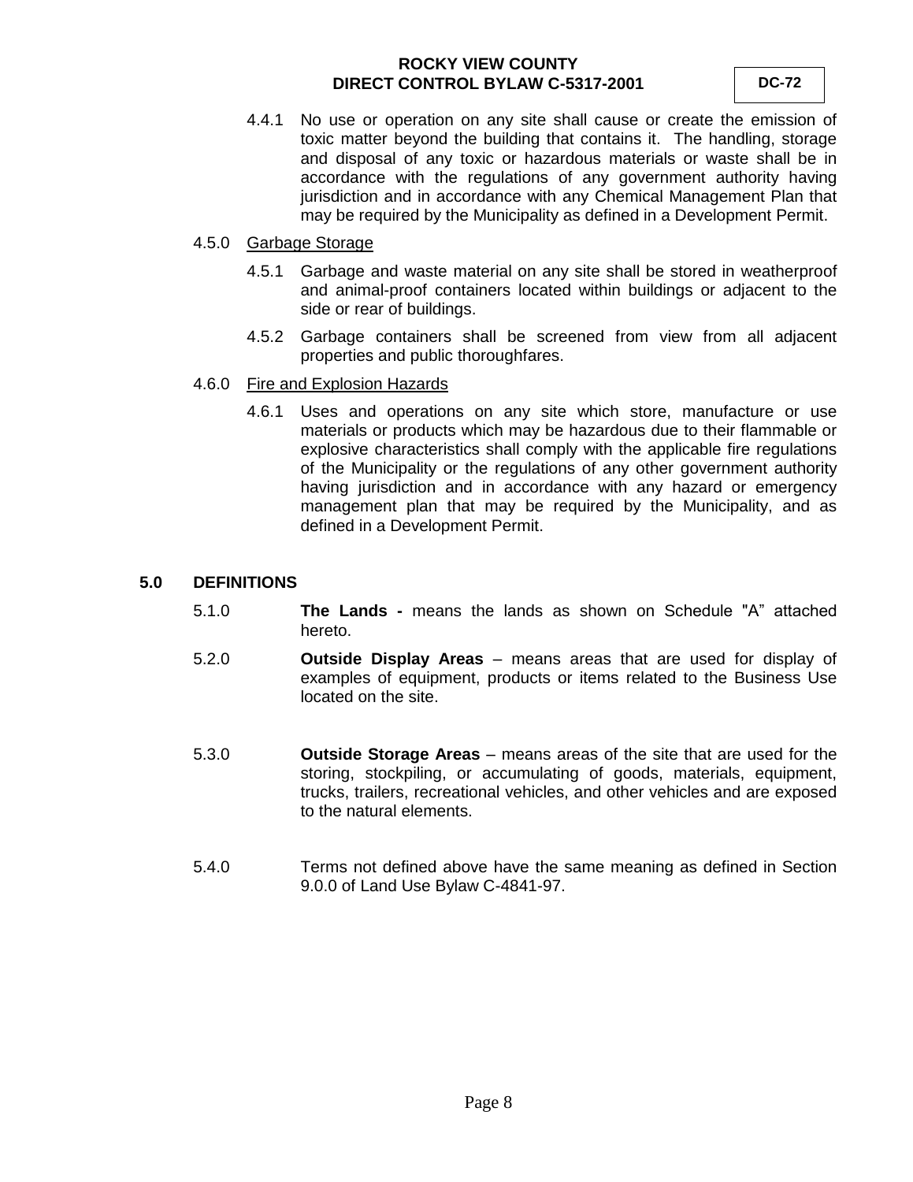4.4.1 No use or operation on any site shall cause or create the emission of toxic matter beyond the building that contains it. The handling, storage and disposal of any toxic or hazardous materials or waste shall be in accordance with the regulations of any government authority having jurisdiction and in accordance with any Chemical Management Plan that may be required by the Municipality as defined in a Development Permit.

4.5.0 Garbage Storage

4.5.1 Garbage and waste material on any site shall be stored in weatherproof and animal-proof containers located within buildings or adjacent to the side or rear of buildings.

4.5.2 Garbage containers shall be screened from view from all adjacent properties and public thoroughfares.

4.6.0 Fire and Explosion Hazards

4.6.1 Uses and operations on any site which store, manufacture or use materials or products which may be hazardous due to their flammable or explosive characteristics shall comply with the applicable fire regulations of the Municipality or the regulations of any other government authority having jurisdiction and in accordance with any hazard or emergency management plan that may be required by the Municipality, and as defined in a Development Permit.

## 5.0 DEFINITIONS

5.1.0 **The Lands -** means the lands as shown on Schedule "A" attached hereto.

5.2.0 **Outside Display Areas** – means areas that are used for display of examples of equipment, products or items related to the Business Use located on the site.

5.3.0 **Outside Storage Areas** – means areas of the site that are used for the storing, stockpiling, or accumulating of goods, materials, equipment, trucks, trailers, recreational vehicles, and other vehicles and are exposed to the natural elements.

5.4.0 Terms not defined above have the same meaning as defined in Section 9.0.0 of Land Use Bylaw C-4841-97.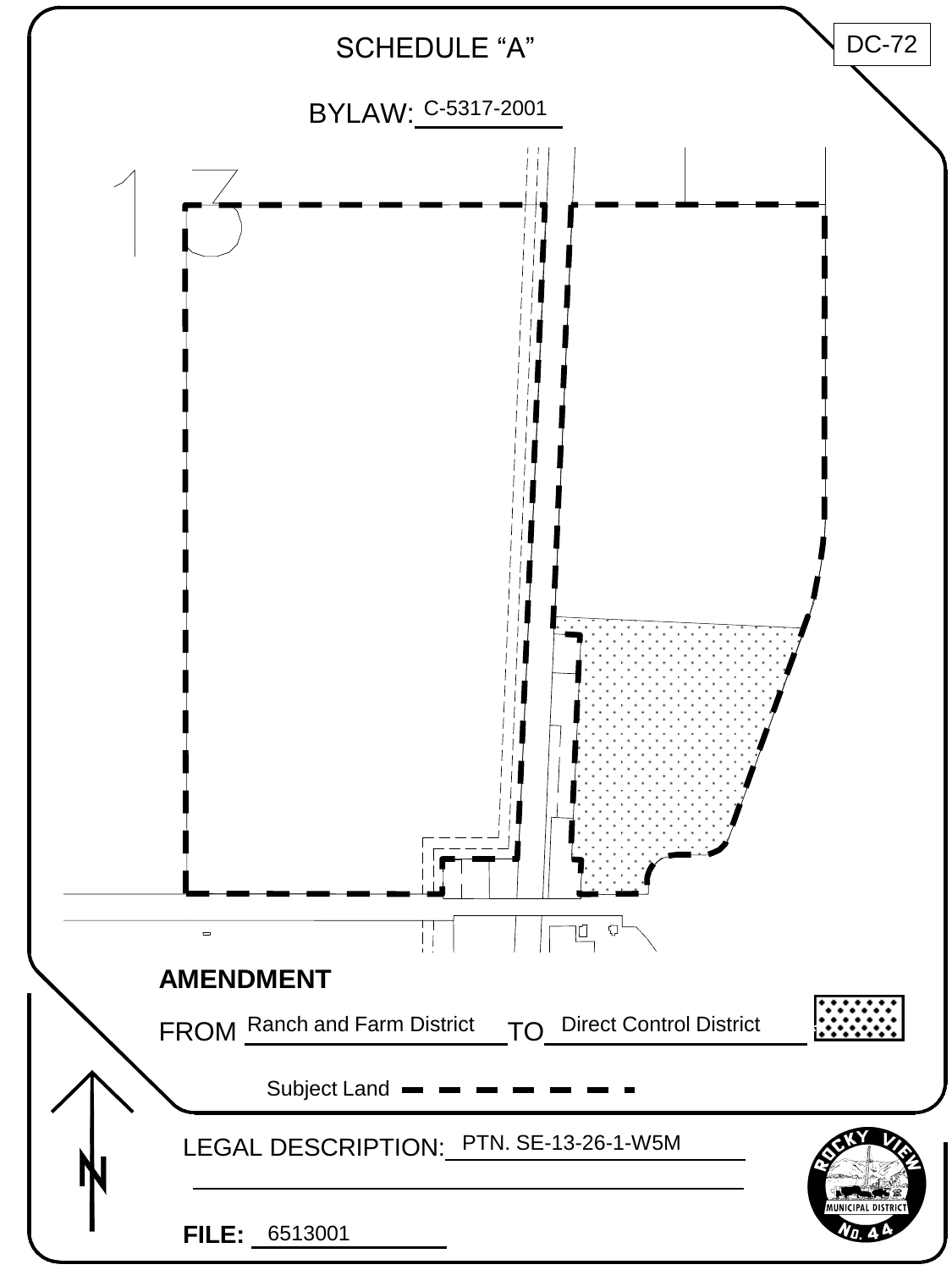DC-72

# SCHEDULE "A"

BYLAW: C-5317-2001

13

**AMENDMENT**

FROM Ranch and Farm District TO Direct Control District

Subject Land

LEGAL DESCRIPTION: PTN. SE-13-26-1-W5M

**FILE:** 6513001

ROCKY VIEW MUNICIPAL DISTRICT NO. 44